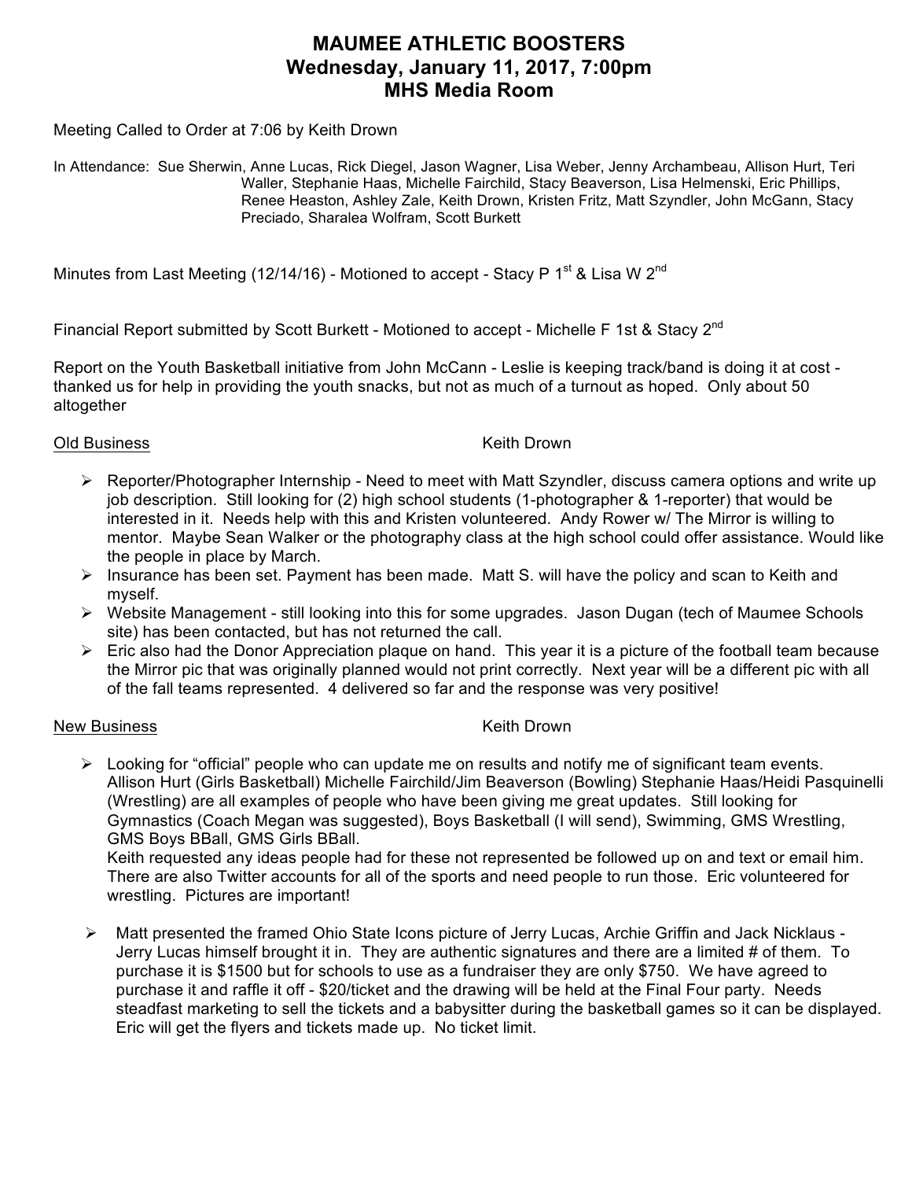# MAUMEE ATHLETIC BOOSTERS
## Wednesday, January 11, 2017, 7:00pm
## MHS Media Room

Meeting Called to Order at 7:06 by Keith Drown

In Attendance: Sue Sherwin, Anne Lucas, Rick Diegel, Jason Wagner, Lisa Weber, Jenny Archambeau, Allison Hurt, Teri Waller, Stephanie Haas, Michelle Fairchild, Stacy Beaverson, Lisa Helmenski, Eric Phillips, Renee Heaston, Ashley Zale, Keith Drown, Kristen Fritz, Matt Szyndler, John McGann, Stacy Preciado, Sharalea Wolfram, Scott Burkett

Minutes from Last Meeting (12/14/16) - Motioned to accept - Stacy P 1st & Lisa W 2nd

Financial Report submitted by Scott Burkett - Motioned to accept - Michelle F 1st & Stacy 2nd

Report on the Youth Basketball initiative from John McCann - Leslie is keeping track/band is doing it at cost - thanked us for help in providing the youth snacks, but not as much of a turnout as hoped. Only about 50 altogether

Old Business — Keith Drown

- Reporter/Photographer Internship - Need to meet with Matt Szyndler, discuss camera options and write up job description. Still looking for (2) high school students (1-photographer & 1-reporter) that would be interested in it. Needs help with this and Kristen volunteered. Andy Rower w/ The Mirror is willing to mentor. Maybe Sean Walker or the photography class at the high school could offer assistance. Would like the people in place by March.
- Insurance has been set. Payment has been made. Matt S. will have the policy and scan to Keith and myself.
- Website Management - still looking into this for some upgrades. Jason Dugan (tech of Maumee Schools site) has been contacted, but has not returned the call.
- Eric also had the Donor Appreciation plaque on hand. This year it is a picture of the football team because the Mirror pic that was originally planned would not print correctly. Next year will be a different pic with all of the fall teams represented. 4 delivered so far and the response was very positive!

New Business — Keith Drown

- Looking for "official" people who can update me on results and notify me of significant team events. Allison Hurt (Girls Basketball) Michelle Fairchild/Jim Beaverson (Bowling) Stephanie Haas/Heidi Pasquinelli (Wrestling) are all examples of people who have been giving me great updates. Still looking for Gymnastics (Coach Megan was suggested), Boys Basketball (I will send), Swimming, GMS Wrestling, GMS Boys BBall, GMS Girls BBall.
  Keith requested any ideas people had for these not represented be followed up on and text or email him. There are also Twitter accounts for all of the sports and need people to run those. Eric volunteered for wrestling. Pictures are important!

- Matt presented the framed Ohio State Icons picture of Jerry Lucas, Archie Griffin and Jack Nicklaus - Jerry Lucas himself brought it in. They are authentic signatures and there are a limited # of them. To purchase it is $1500 but for schools to use as a fundraiser they are only $750. We have agreed to purchase it and raffle it off - $20/ticket and the drawing will be held at the Final Four party. Needs steadfast marketing to sell the tickets and a babysitter during the basketball games so it can be displayed. Eric will get the flyers and tickets made up. No ticket limit.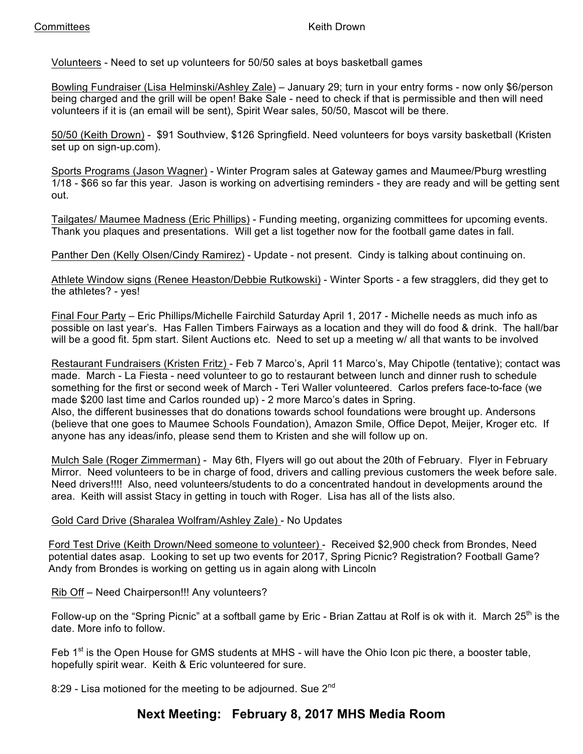Committees Keith Drown

Volunteers - Need to set up volunteers for 50/50 sales at boys basketball games

Bowling Fundraiser (Lisa Helminski/Ashley Zale) – January 29; turn in your entry forms - now only $6/person being charged and the grill will be open! Bake Sale - need to check if that is permissible and then will need volunteers if it is (an email will be sent), Spirit Wear sales, 50/50, Mascot will be there.

50/50 (Keith Drown) - $91 Southview, $126 Springfield. Need volunteers for boys varsity basketball (Kristen set up on sign-up.com).

Sports Programs (Jason Wagner) - Winter Program sales at Gateway games and Maumee/Pburg wrestling 1/18 - $66 so far this year. Jason is working on advertising reminders - they are ready and will be getting sent out.

Tailgates/ Maumee Madness (Eric Phillips) - Funding meeting, organizing committees for upcoming events. Thank you plaques and presentations. Will get a list together now for the football game dates in fall.

Panther Den (Kelly Olsen/Cindy Ramirez) - Update - not present. Cindy is talking about continuing on.

Athlete Window signs (Renee Heaston/Debbie Rutkowski) - Winter Sports - a few stragglers, did they get to the athletes? - yes!

Final Four Party – Eric Phillips/Michelle Fairchild Saturday April 1, 2017 - Michelle needs as much info as possible on last year's. Has Fallen Timbers Fairways as a location and they will do food & drink. The hall/bar will be a good fit. 5pm start. Silent Auctions etc. Need to set up a meeting w/ all that wants to be involved

Restaurant Fundraisers (Kristen Fritz) - Feb 7 Marco's, April 11 Marco's, May Chipotle (tentative); contact was made. March - La Fiesta - need volunteer to go to restaurant between lunch and dinner rush to schedule something for the first or second week of March - Teri Waller volunteered. Carlos prefers face-to-face (we made $200 last time and Carlos rounded up) - 2 more Marco's dates in Spring.
Also, the different businesses that do donations towards school foundations were brought up. Andersons (believe that one goes to Maumee Schools Foundation), Amazon Smile, Office Depot, Meijer, Kroger etc. If anyone has any ideas/info, please send them to Kristen and she will follow up on.

Mulch Sale (Roger Zimmerman) - May 6th, Flyers will go out about the 20th of February. Flyer in February Mirror. Need volunteers to be in charge of food, drivers and calling previous customers the week before sale. Need drivers!!!! Also, need volunteers/students to do a concentrated handout in developments around the area. Keith will assist Stacy in getting in touch with Roger. Lisa has all of the lists also.

Gold Card Drive (Sharalea Wolfram/Ashley Zale) - No Updates

Ford Test Drive (Keith Drown/Need someone to volunteer) - Received $2,900 check from Brondes, Need potential dates asap. Looking to set up two events for 2017, Spring Picnic? Registration? Football Game? Andy from Brondes is working on getting us in again along with Lincoln

Rib Off – Need Chairperson!!! Any volunteers?

Follow-up on the "Spring Picnic" at a softball game by Eric - Brian Zattau at Rolf is ok with it. March 25th is the date. More info to follow.

Feb 1st is the Open House for GMS students at MHS - will have the Ohio Icon pic there, a booster table, hopefully spirit wear. Keith & Eric volunteered for sure.

8:29 - Lisa motioned for the meeting to be adjourned. Sue 2nd

## Next Meeting: February 8, 2017 MHS Media Room